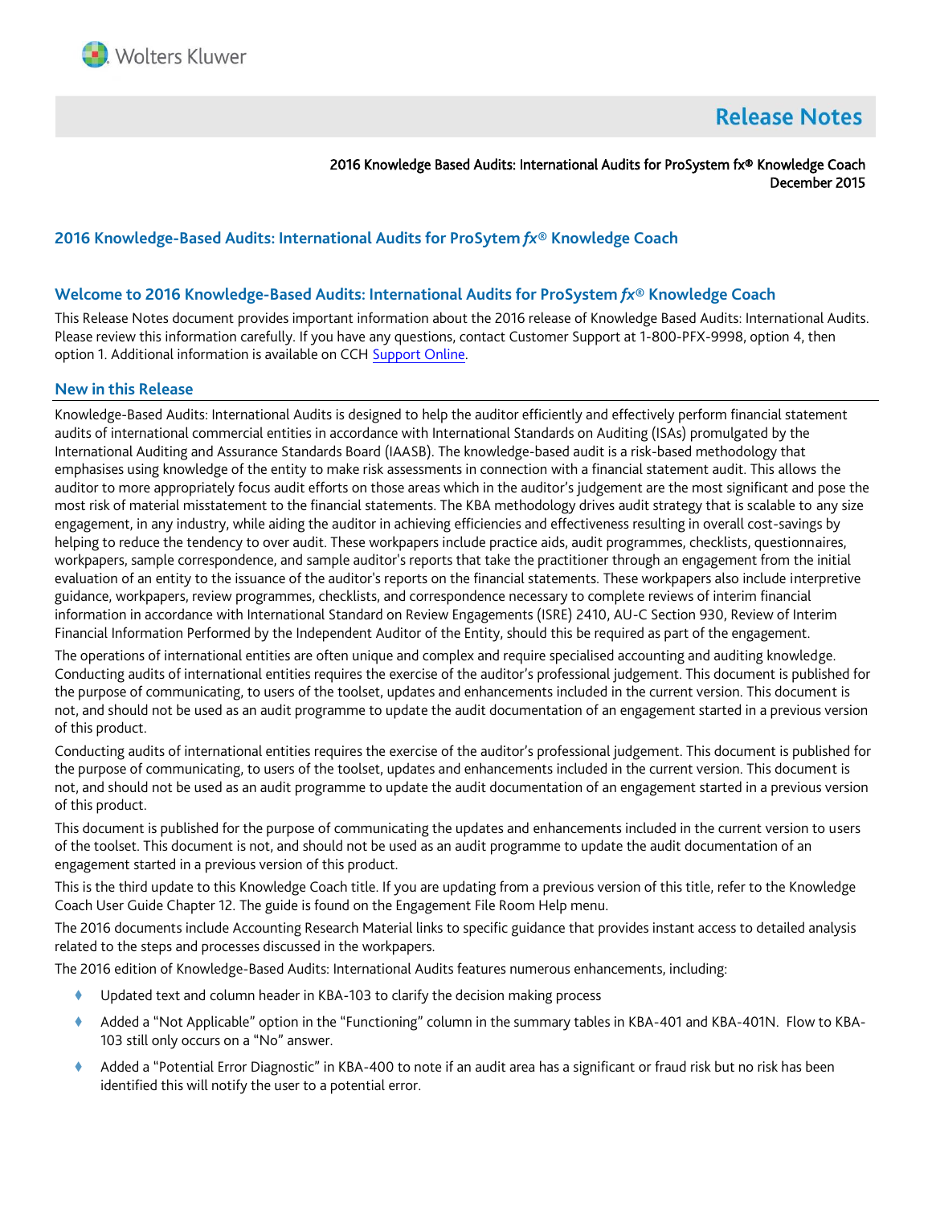# Release Notes

2016 Knowledge Based Audits: International Audits for ProSystem fx® Knowledge Coach
December 2015

## 2016 Knowledge-Based Audits: International Audits for ProSytem *fx*® Knowledge Coach

## Welcome to 2016 Knowledge-Based Audits: International Audits for ProSystem *fx*® Knowledge Coach

This Release Notes document provides important information about the 2016 release of Knowledge Based Audits: International Audits. Please review this information carefully. If you have any questions, contact Customer Support at 1-800-PFX-9998, option 4, then option 1. Additional information is available on CCH Support Online.

## New in this Release

Knowledge-Based Audits: International Audits is designed to help the auditor efficiently and effectively perform financial statement audits of international commercial entities in accordance with International Standards on Auditing (ISAs) promulgated by the International Auditing and Assurance Standards Board (IAASB). The knowledge-based audit is a risk-based methodology that emphasises using knowledge of the entity to make risk assessments in connection with a financial statement audit. This allows the auditor to more appropriately focus audit efforts on those areas which in the auditor's judgement are the most significant and pose the most risk of material misstatement to the financial statements. The KBA methodology drives audit strategy that is scalable to any size engagement, in any industry, while aiding the auditor in achieving efficiencies and effectiveness resulting in overall cost-savings by helping to reduce the tendency to over audit. These workpapers include practice aids, audit programmes, checklists, questionnaires, workpapers, sample correspondence, and sample auditor's reports that take the practitioner through an engagement from the initial evaluation of an entity to the issuance of the auditor's reports on the financial statements. These workpapers also include interpretive guidance, workpapers, review programmes, checklists, and correspondence necessary to complete reviews of interim financial information in accordance with International Standard on Review Engagements (ISRE) 2410, AU-C Section 930, Review of Interim Financial Information Performed by the Independent Auditor of the Entity, should this be required as part of the engagement.

The operations of international entities are often unique and complex and require specialised accounting and auditing knowledge. Conducting audits of international entities requires the exercise of the auditor's professional judgement. This document is published for the purpose of communicating, to users of the toolset, updates and enhancements included in the current version. This document is not, and should not be used as an audit programme to update the audit documentation of an engagement started in a previous version of this product.

Conducting audits of international entities requires the exercise of the auditor's professional judgement. This document is published for the purpose of communicating, to users of the toolset, updates and enhancements included in the current version. This document is not, and should not be used as an audit programme to update the audit documentation of an engagement started in a previous version of this product.

This document is published for the purpose of communicating the updates and enhancements included in the current version to users of the toolset. This document is not, and should not be used as an audit programme to update the audit documentation of an engagement started in a previous version of this product.

This is the third update to this Knowledge Coach title. If you are updating from a previous version of this title, refer to the Knowledge Coach User Guide Chapter 12. The guide is found on the Engagement File Room Help menu.

The 2016 documents include Accounting Research Material links to specific guidance that provides instant access to detailed analysis related to the steps and processes discussed in the workpapers.

The 2016 edition of Knowledge-Based Audits: International Audits features numerous enhancements, including:

- Updated text and column header in KBA-103 to clarify the decision making process
- Added a "Not Applicable" option in the "Functioning" column in the summary tables in KBA-401 and KBA-401N. Flow to KBA-103 still only occurs on a "No" answer.
- Added a "Potential Error Diagnostic" in KBA-400 to note if an audit area has a significant or fraud risk but no risk has been identified this will notify the user to a potential error.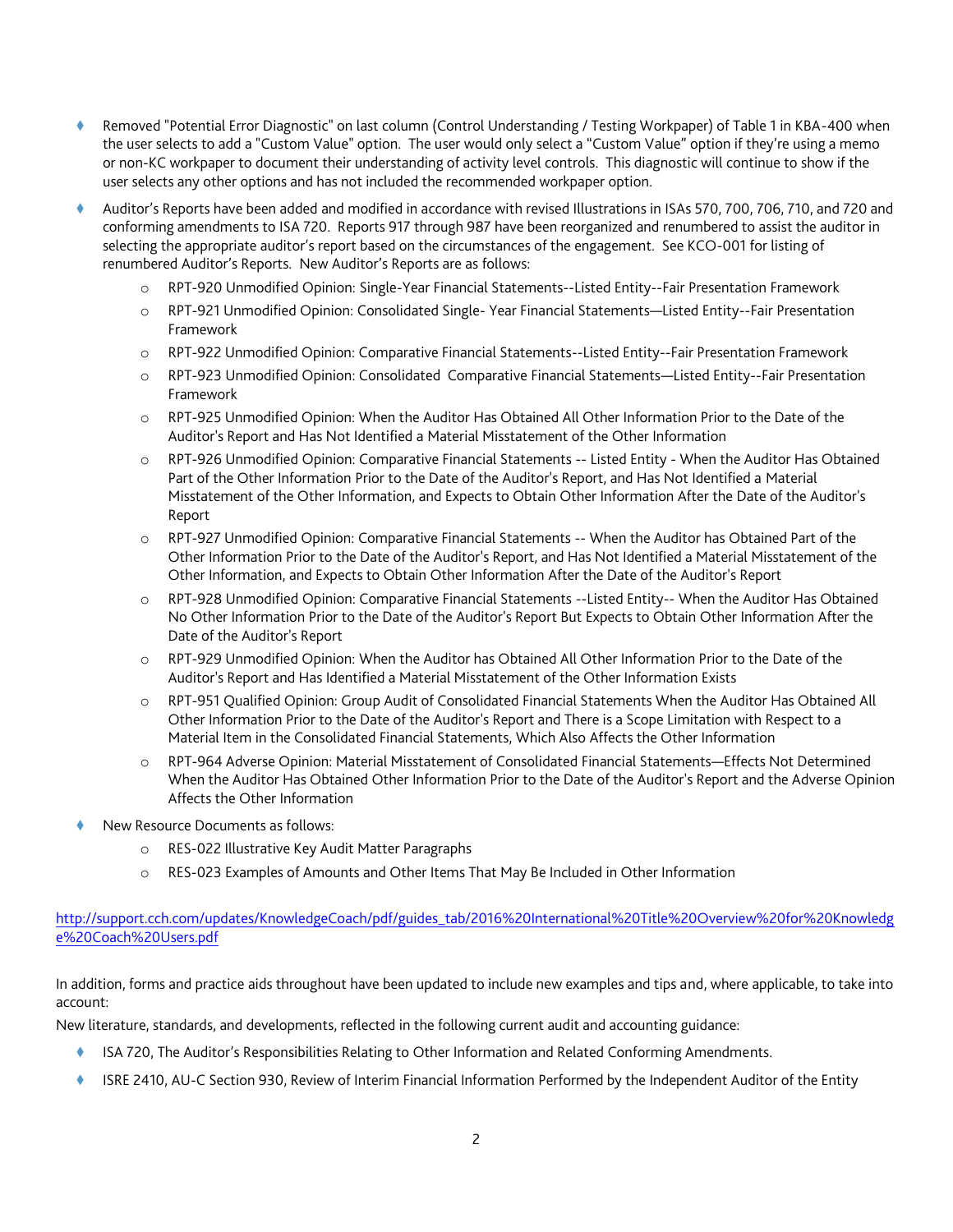- Removed "Potential Error Diagnostic" on last column (Control Understanding / Testing Workpaper) of Table 1 in KBA-400 when the user selects to add a "Custom Value" option. The user would only select a "Custom Value" option if they're using a memo or non-KC workpaper to document their understanding of activity level controls. This diagnostic will continue to show if the user selects any other options and has not included the recommended workpaper option.
- Auditor's Reports have been added and modified in accordance with revised Illustrations in ISAs 570, 700, 706, 710, and 720 and conforming amendments to ISA 720. Reports 917 through 987 have been reorganized and renumbered to assist the auditor in selecting the appropriate auditor's report based on the circumstances of the engagement. See KCO-001 for listing of renumbered Auditor's Reports. New Auditor's Reports are as follows:
  - RPT-920 Unmodified Opinion: Single-Year Financial Statements--Listed Entity--Fair Presentation Framework
  - RPT-921 Unmodified Opinion: Consolidated Single- Year Financial Statements—Listed Entity--Fair Presentation Framework
  - RPT-922 Unmodified Opinion: Comparative Financial Statements--Listed Entity--Fair Presentation Framework
  - RPT-923 Unmodified Opinion: Consolidated Comparative Financial Statements—Listed Entity--Fair Presentation Framework
  - RPT-925 Unmodified Opinion: When the Auditor Has Obtained All Other Information Prior to the Date of the Auditor's Report and Has Not Identified a Material Misstatement of the Other Information
  - RPT-926 Unmodified Opinion: Comparative Financial Statements -- Listed Entity - When the Auditor Has Obtained Part of the Other Information Prior to the Date of the Auditor's Report, and Has Not Identified a Material Misstatement of the Other Information, and Expects to Obtain Other Information After the Date of the Auditor's Report
  - RPT-927 Unmodified Opinion: Comparative Financial Statements -- When the Auditor has Obtained Part of the Other Information Prior to the Date of the Auditor's Report, and Has Not Identified a Material Misstatement of the Other Information, and Expects to Obtain Other Information After the Date of the Auditor's Report
  - RPT-928 Unmodified Opinion: Comparative Financial Statements --Listed Entity-- When the Auditor Has Obtained No Other Information Prior to the Date of the Auditor's Report But Expects to Obtain Other Information After the Date of the Auditor's Report
  - RPT-929 Unmodified Opinion: When the Auditor has Obtained All Other Information Prior to the Date of the Auditor's Report and Has Identified a Material Misstatement of the Other Information Exists
  - RPT-951 Qualified Opinion: Group Audit of Consolidated Financial Statements When the Auditor Has Obtained All Other Information Prior to the Date of the Auditor's Report and There is a Scope Limitation with Respect to a Material Item in the Consolidated Financial Statements, Which Also Affects the Other Information
  - RPT-964 Adverse Opinion: Material Misstatement of Consolidated Financial Statements—Effects Not Determined When the Auditor Has Obtained Other Information Prior to the Date of the Auditor's Report and the Adverse Opinion Affects the Other Information
- New Resource Documents as follows:
  - RES-022 Illustrative Key Audit Matter Paragraphs
  - RES-023 Examples of Amounts and Other Items That May Be Included in Other Information

http://support.cch.com/updates/KnowledgeCoach/pdf/guides_tab/2016%20International%20Title%20Overview%20for%20Knowledge%20Coach%20Users.pdf

In addition, forms and practice aids throughout have been updated to include new examples and tips and, where applicable, to take into account:

New literature, standards, and developments, reflected in the following current audit and accounting guidance:

- ISA 720, The Auditor's Responsibilities Relating to Other Information and Related Conforming Amendments.
- ISRE 2410, AU-C Section 930, Review of Interim Financial Information Performed by the Independent Auditor of the Entity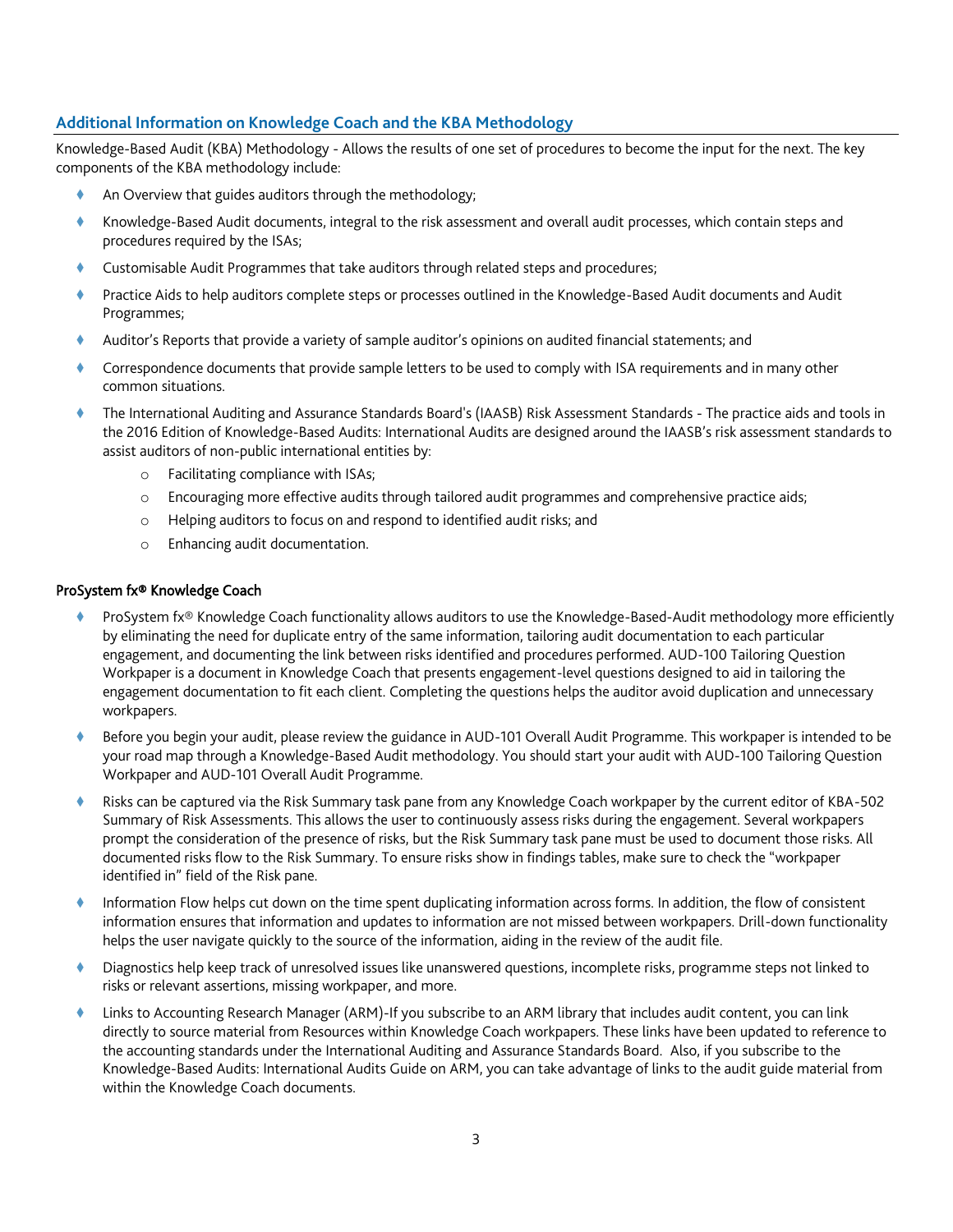## Additional Information on Knowledge Coach and the KBA Methodology

Knowledge-Based Audit (KBA) Methodology - Allows the results of one set of procedures to become the input for the next. The key components of the KBA methodology include:

- An Overview that guides auditors through the methodology;
- Knowledge-Based Audit documents, integral to the risk assessment and overall audit processes, which contain steps and procedures required by the ISAs;
- Customisable Audit Programmes that take auditors through related steps and procedures;
- Practice Aids to help auditors complete steps or processes outlined in the Knowledge-Based Audit documents and Audit Programmes;
- Auditor's Reports that provide a variety of sample auditor's opinions on audited financial statements; and
- Correspondence documents that provide sample letters to be used to comply with ISA requirements and in many other common situations.
- The International Auditing and Assurance Standards Board's (IAASB) Risk Assessment Standards - The practice aids and tools in the 2016 Edition of Knowledge-Based Audits: International Audits are designed around the IAASB's risk assessment standards to assist auditors of non-public international entities by:
  - Facilitating compliance with ISAs;
  - Encouraging more effective audits through tailored audit programmes and comprehensive practice aids;
  - Helping auditors to focus on and respond to identified audit risks; and
  - Enhancing audit documentation.

### ProSystem fx® Knowledge Coach

- ProSystem fx® Knowledge Coach functionality allows auditors to use the Knowledge-Based-Audit methodology more efficiently by eliminating the need for duplicate entry of the same information, tailoring audit documentation to each particular engagement, and documenting the link between risks identified and procedures performed. AUD-100 Tailoring Question Workpaper is a document in Knowledge Coach that presents engagement-level questions designed to aid in tailoring the engagement documentation to fit each client. Completing the questions helps the auditor avoid duplication and unnecessary workpapers.
- Before you begin your audit, please review the guidance in AUD-101 Overall Audit Programme. This workpaper is intended to be your road map through a Knowledge-Based Audit methodology. You should start your audit with AUD-100 Tailoring Question Workpaper and AUD-101 Overall Audit Programme.
- Risks can be captured via the Risk Summary task pane from any Knowledge Coach workpaper by the current editor of KBA-502 Summary of Risk Assessments. This allows the user to continuously assess risks during the engagement. Several workpapers prompt the consideration of the presence of risks, but the Risk Summary task pane must be used to document those risks. All documented risks flow to the Risk Summary. To ensure risks show in findings tables, make sure to check the "workpaper identified in" field of the Risk pane.
- Information Flow helps cut down on the time spent duplicating information across forms. In addition, the flow of consistent information ensures that information and updates to information are not missed between workpapers. Drill-down functionality helps the user navigate quickly to the source of the information, aiding in the review of the audit file.
- Diagnostics help keep track of unresolved issues like unanswered questions, incomplete risks, programme steps not linked to risks or relevant assertions, missing workpaper, and more.
- Links to Accounting Research Manager (ARM)-If you subscribe to an ARM library that includes audit content, you can link directly to source material from Resources within Knowledge Coach workpapers. These links have been updated to reference to the accounting standards under the International Auditing and Assurance Standards Board. Also, if you subscribe to the Knowledge-Based Audits: International Audits Guide on ARM, you can take advantage of links to the audit guide material from within the Knowledge Coach documents.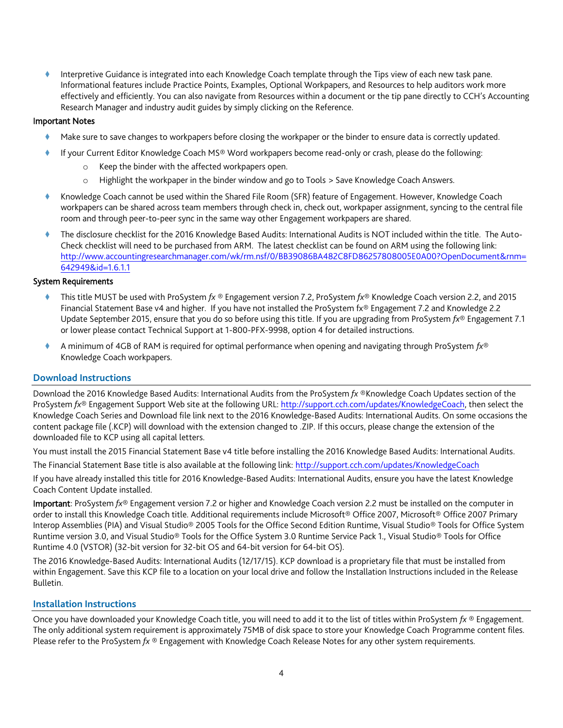- Interpretive Guidance is integrated into each Knowledge Coach template through the Tips view of each new task pane. Informational features include Practice Points, Examples, Optional Workpapers, and Resources to help auditors work more effectively and efficiently. You can also navigate from Resources within a document or the tip pane directly to CCH's Accounting Research Manager and industry audit guides by simply clicking on the Reference.

Important Notes

- Make sure to save changes to workpapers before closing the workpaper or the binder to ensure data is correctly updated.
- If your Current Editor Knowledge Coach MS® Word workpapers become read-only or crash, please do the following:
  - Keep the binder with the affected workpapers open.
  - Highlight the workpaper in the binder window and go to Tools > Save Knowledge Coach Answers.
- Knowledge Coach cannot be used within the Shared File Room (SFR) feature of Engagement. However, Knowledge Coach workpapers can be shared across team members through check in, check out, workpaper assignment, syncing to the central file room and through peer-to-peer sync in the same way other Engagement workpapers are shared.
- The disclosure checklist for the 2016 Knowledge Based Audits: International Audits is NOT included within the title. The Auto-Check checklist will need to be purchased from ARM. The latest checklist can be found on ARM using the following link: http://www.accountingresearchmanager.com/wk/rm.nsf/0/BB39086BA482C8FD86257808005E0A00?OpenDocument&rnm=642949&id=1.6.1.1

System Requirements

- This title MUST be used with ProSystem *fx* ® Engagement version 7.2, ProSystem *fx*® Knowledge Coach version 2.2, and 2015 Financial Statement Base v4 and higher. If you have not installed the ProSystem fx® Engagement 7.2 and Knowledge 2.2 Update September 2015, ensure that you do so before using this title. If you are upgrading from ProSystem *fx*® Engagement 7.1 or lower please contact Technical Support at 1-800-PFX-9998, option 4 for detailed instructions.
- A minimum of 4GB of RAM is required for optimal performance when opening and navigating through ProSystem *fx*® Knowledge Coach workpapers.

## Download Instructions

Download the 2016 Knowledge Based Audits: International Audits from the ProSystem *fx* ®Knowledge Coach Updates section of the ProSystem *fx*® Engagement Support Web site at the following URL: http://support.cch.com/updates/KnowledgeCoach, then select the Knowledge Coach Series and Download file link next to the 2016 Knowledge-Based Audits: International Audits. On some occasions the content package file (.KCP) will download with the extension changed to .ZIP. If this occurs, please change the extension of the downloaded file to KCP using all capital letters.

You must install the 2015 Financial Statement Base v4 title before installing the 2016 Knowledge Based Audits: International Audits.

The Financial Statement Base title is also available at the following link: http://support.cch.com/updates/KnowledgeCoach

If you have already installed this title for 2016 Knowledge-Based Audits: International Audits, ensure you have the latest Knowledge Coach Content Update installed.

**Important**: ProSystem *fx*® Engagement version 7.2 or higher and Knowledge Coach version 2.2 must be installed on the computer in order to install this Knowledge Coach title. Additional requirements include Microsoft® Office 2007, Microsoft® Office 2007 Primary Interop Assemblies (PIA) and Visual Studio® 2005 Tools for the Office Second Edition Runtime, Visual Studio® Tools for Office System Runtime version 3.0, and Visual Studio® Tools for the Office System 3.0 Runtime Service Pack 1., Visual Studio® Tools for Office Runtime 4.0 (VSTOR) (32-bit version for 32-bit OS and 64-bit version for 64-bit OS).

The 2016 Knowledge-Based Audits: International Audits (12/17/15). KCP download is a proprietary file that must be installed from within Engagement. Save this KCP file to a location on your local drive and follow the Installation Instructions included in the Release Bulletin.

## Installation Instructions

Once you have downloaded your Knowledge Coach title, you will need to add it to the list of titles within ProSystem *fx* ® Engagement. The only additional system requirement is approximately 75MB of disk space to store your Knowledge Coach Programme content files. Please refer to the ProSystem *fx* ® Engagement with Knowledge Coach Release Notes for any other system requirements.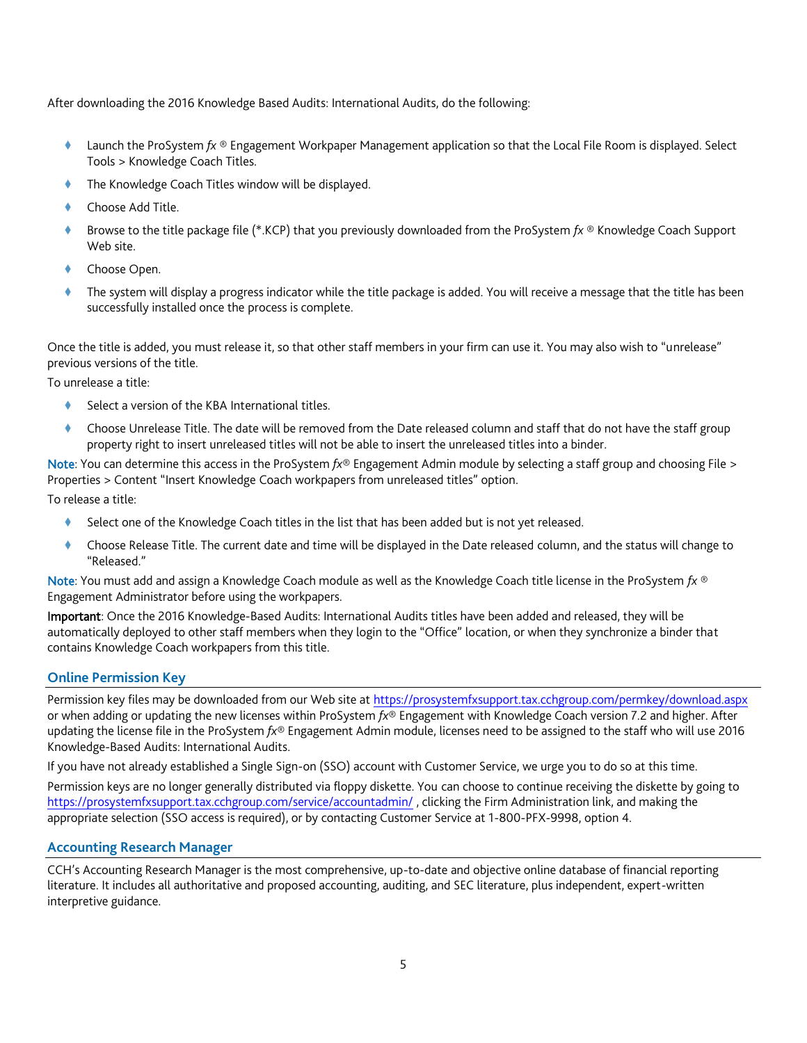After downloading the 2016 Knowledge Based Audits: International Audits, do the following:

- Launch the ProSystem *fx* ® Engagement Workpaper Management application so that the Local File Room is displayed. Select Tools > Knowledge Coach Titles.
- The Knowledge Coach Titles window will be displayed.
- Choose Add Title.
- Browse to the title package file (*.KCP) that you previously downloaded from the ProSystem *fx* ® Knowledge Coach Support Web site.
- Choose Open.
- The system will display a progress indicator while the title package is added. You will receive a message that the title has been successfully installed once the process is complete.

Once the title is added, you must release it, so that other staff members in your firm can use it. You may also wish to "unrelease" previous versions of the title.

To unrelease a title:

- Select a version of the KBA International titles.
- Choose Unrelease Title. The date will be removed from the Date released column and staff that do not have the staff group property right to insert unreleased titles will not be able to insert the unreleased titles into a binder.

Note: You can determine this access in the ProSystem *fx*® Engagement Admin module by selecting a staff group and choosing File > Properties > Content "Insert Knowledge Coach workpapers from unreleased titles" option.

To release a title:

- Select one of the Knowledge Coach titles in the list that has been added but is not yet released.
- Choose Release Title. The current date and time will be displayed in the Date released column, and the status will change to "Released."

Note: You must add and assign a Knowledge Coach module as well as the Knowledge Coach title license in the ProSystem *fx* ® Engagement Administrator before using the workpapers.

**Important**: Once the 2016 Knowledge-Based Audits: International Audits titles have been added and released, they will be automatically deployed to other staff members when they login to the "Office" location, or when they synchronize a binder that contains Knowledge Coach workpapers from this title.

## Online Permission Key

Permission key files may be downloaded from our Web site at https://prosystemfxsupport.tax.cchgroup.com/permkey/download.aspx or when adding or updating the new licenses within ProSystem *fx*® Engagement with Knowledge Coach version 7.2 and higher. After updating the license file in the ProSystem *fx*® Engagement Admin module, licenses need to be assigned to the staff who will use 2016 Knowledge-Based Audits: International Audits.

If you have not already established a Single Sign-on (SSO) account with Customer Service, we urge you to do so at this time.

Permission keys are no longer generally distributed via floppy diskette. You can choose to continue receiving the diskette by going to https://prosystemfxsupport.tax.cchgroup.com/service/accountadmin/ , clicking the Firm Administration link, and making the appropriate selection (SSO access is required), or by contacting Customer Service at 1-800-PFX-9998, option 4.

## Accounting Research Manager

CCH's Accounting Research Manager is the most comprehensive, up-to-date and objective online database of financial reporting literature. It includes all authoritative and proposed accounting, auditing, and SEC literature, plus independent, expert-written interpretive guidance.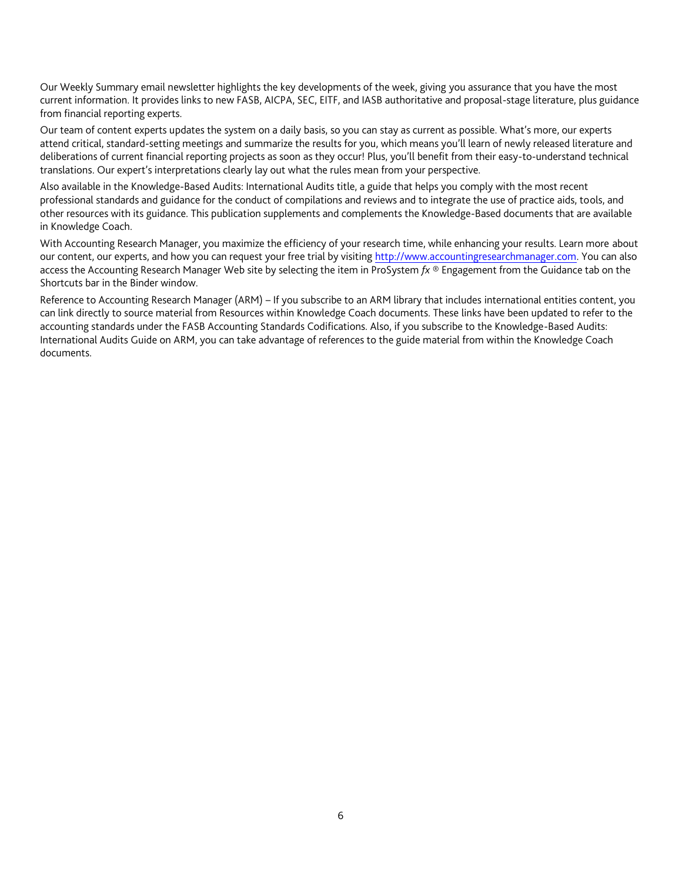Our Weekly Summary email newsletter highlights the key developments of the week, giving you assurance that you have the most current information. It provides links to new FASB, AICPA, SEC, EITF, and IASB authoritative and proposal-stage literature, plus guidance from financial reporting experts.

Our team of content experts updates the system on a daily basis, so you can stay as current as possible. What's more, our experts attend critical, standard-setting meetings and summarize the results for you, which means you'll learn of newly released literature and deliberations of current financial reporting projects as soon as they occur! Plus, you'll benefit from their easy-to-understand technical translations. Our expert's interpretations clearly lay out what the rules mean from your perspective.

Also available in the Knowledge-Based Audits: International Audits title, a guide that helps you comply with the most recent professional standards and guidance for the conduct of compilations and reviews and to integrate the use of practice aids, tools, and other resources with its guidance. This publication supplements and complements the Knowledge-Based documents that are available in Knowledge Coach.

With Accounting Research Manager, you maximize the efficiency of your research time, while enhancing your results. Learn more about our content, our experts, and how you can request your free trial by visiting [http://www.accountingresearchmanager.com](http://www.accountingresearchmanager.com). You can also access the Accounting Research Manager Web site by selecting the item in ProSystem *fx* ® Engagement from the Guidance tab on the Shortcuts bar in the Binder window.

Reference to Accounting Research Manager (ARM) – If you subscribe to an ARM library that includes international entities content, you can link directly to source material from Resources within Knowledge Coach documents. These links have been updated to refer to the accounting standards under the FASB Accounting Standards Codifications. Also, if you subscribe to the Knowledge-Based Audits: International Audits Guide on ARM, you can take advantage of references to the guide material from within the Knowledge Coach documents.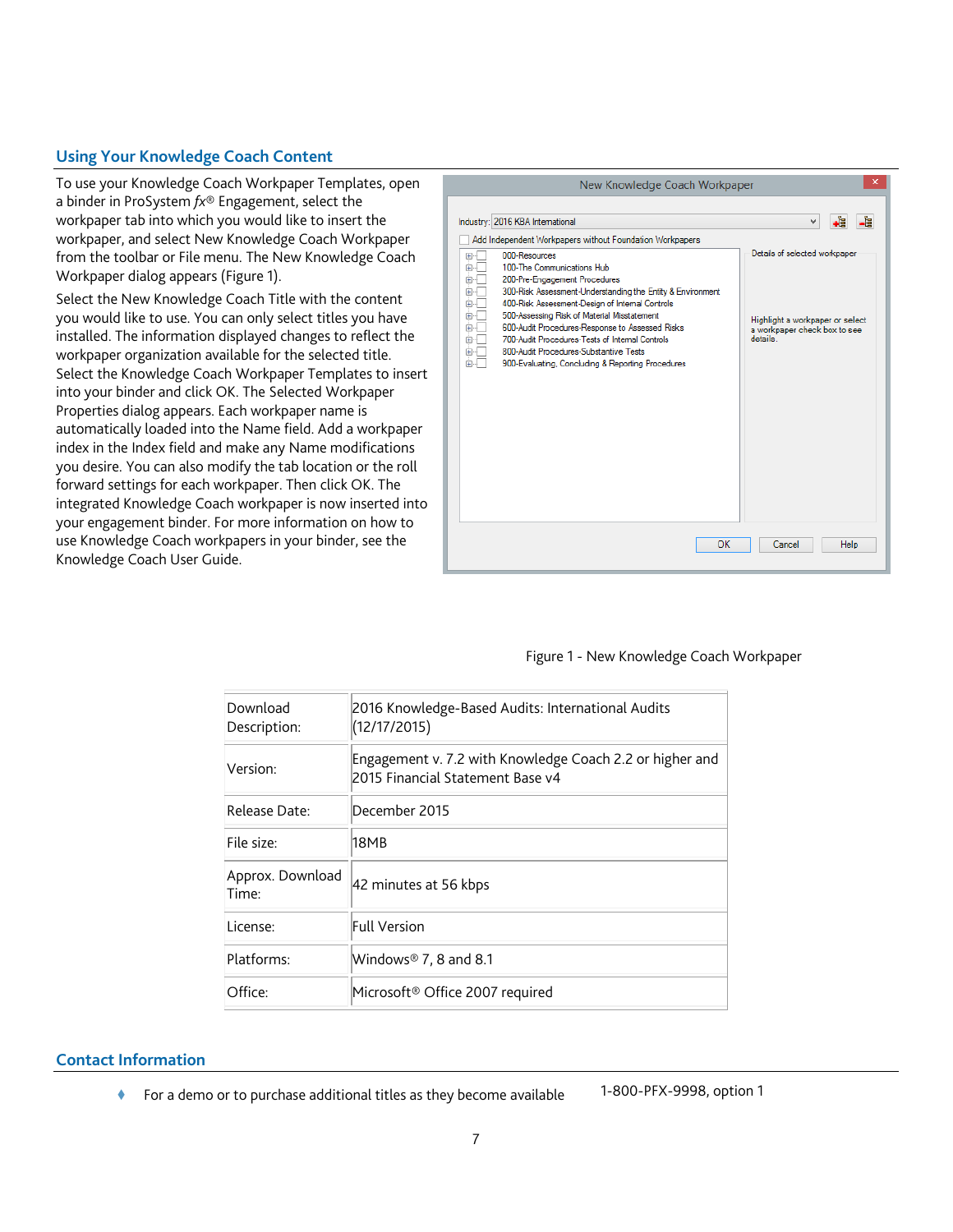## Using Your Knowledge Coach Content

To use your Knowledge Coach Workpaper Templates, open a binder in ProSystem *fx*® Engagement, select the workpaper tab into which you would like to insert the workpaper, and select New Knowledge Coach Workpaper from the toolbar or File menu. The New Knowledge Coach Workpaper dialog appears (Figure 1).

Select the New Knowledge Coach Title with the content you would like to use. You can only select titles you have installed. The information displayed changes to reflect the workpaper organization available for the selected title. Select the Knowledge Coach Workpaper Templates to insert into your binder and click OK. The Selected Workpaper Properties dialog appears. Each workpaper name is automatically loaded into the Name field. Add a workpaper index in the Index field and make any Name modifications you desire. You can also modify the tab location or the roll forward settings for each workpaper. Then click OK. The integrated Knowledge Coach workpaper is now inserted into your engagement binder. For more information on how to use Knowledge Coach workpapers in your binder, see the Knowledge Coach User Guide.

Figure 1 - New Knowledge Coach Workpaper

| Download Description: | 2016 Knowledge-Based Audits: International Audits (12/17/2015) |
|---|---|
| Version: | Engagement v. 7.2 with Knowledge Coach 2.2 or higher and 2015 Financial Statement Base v4 |
| Release Date: | December 2015 |
| File size: | 18MB |
| Approx. Download Time: | 42 minutes at 56 kbps |
| License: | Full Version |
| Platforms: | Windows® 7, 8 and 8.1 |
| Office: | Microsoft® Office 2007 required |

## Contact Information

- For a demo or to purchase additional titles as they become available 1-800-PFX-9998, option 1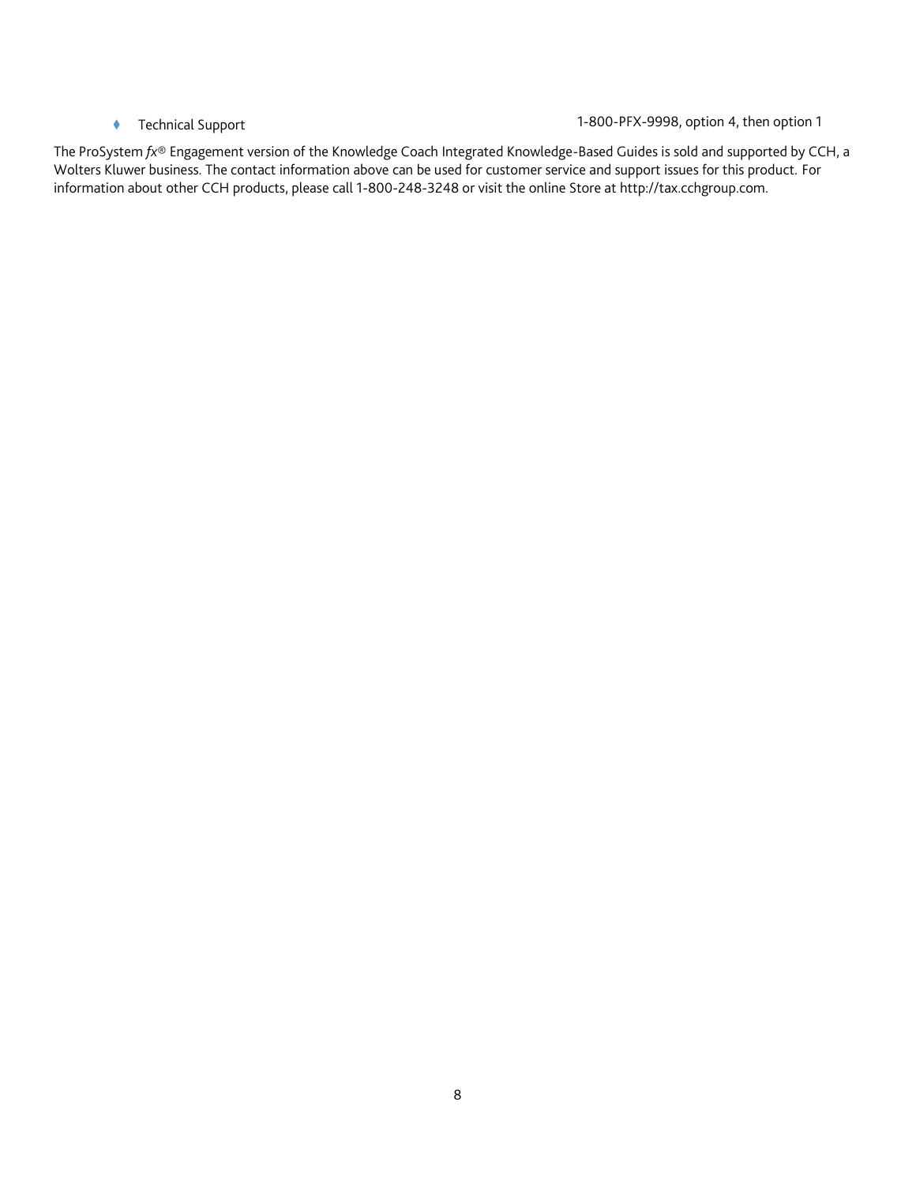- Technical Support 1-800-PFX-9998, option 4, then option 1

The ProSystem *fx*® Engagement version of the Knowledge Coach Integrated Knowledge-Based Guides is sold and supported by CCH, a Wolters Kluwer business. The contact information above can be used for customer service and support issues for this product. For information about other CCH products, please call 1-800-248-3248 or visit the online Store at http://tax.cchgroup.com.